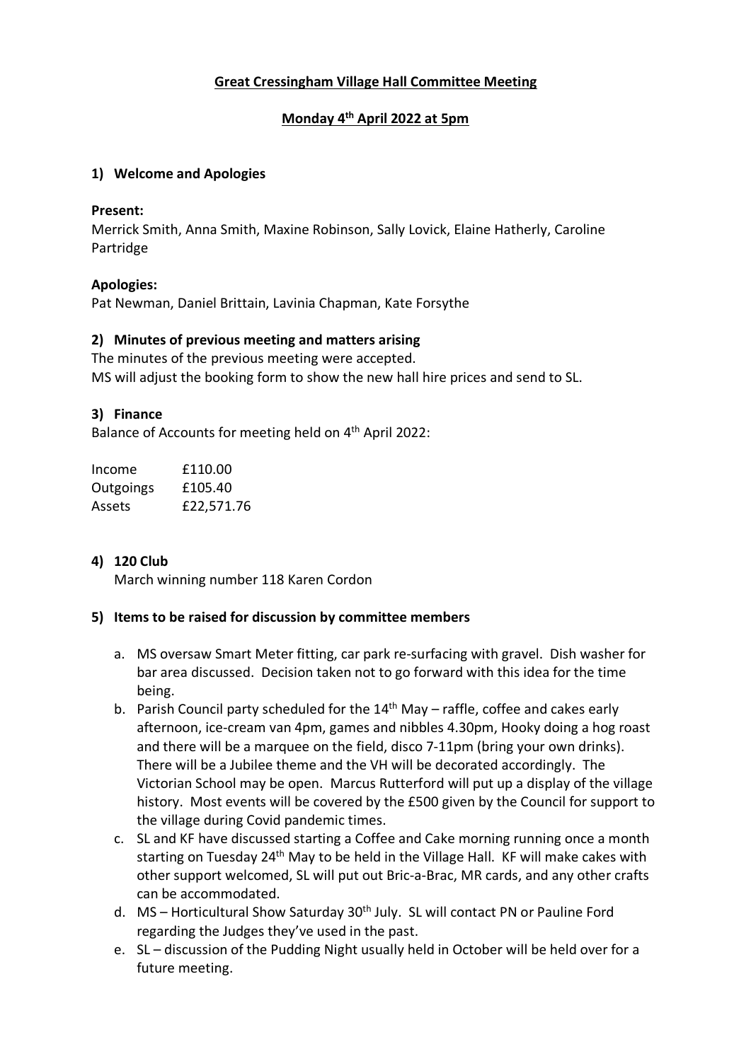# Great Cressingham Village Hall Committee Meeting

## Monday 4th April 2022 at 5pm

### 1) Welcome and Apologies

**Present:**
Merrick Smith, Anna Smith, Maxine Robinson, Sally Lovick, Elaine Hatherly, Caroline Partridge

**Apologies:**
Pat Newman, Daniel Brittain, Lavinia Chapman, Kate Forsythe

### 2) Minutes of previous meeting and matters arising

The minutes of the previous meeting were accepted.
MS will adjust the booking form to show the new hall hire prices and send to SL.

### 3) Finance

Balance of Accounts for meeting held on 4th April 2022:

| | |
|---|---|
| Income | £110.00 |
| Outgoings | £105.40 |
| Assets | £22,571.76 |

### 4) 120 Club

March winning number 118 Karen Cordon

### 5) Items to be raised for discussion by committee members

a. MS oversaw Smart Meter fitting, car park re-surfacing with gravel. Dish washer for bar area discussed. Decision taken not to go forward with this idea for the time being.

b. Parish Council party scheduled for the 14th May – raffle, coffee and cakes early afternoon, ice-cream van 4pm, games and nibbles 4.30pm, Hooky doing a hog roast and there will be a marquee on the field, disco 7-11pm (bring your own drinks). There will be a Jubilee theme and the VH will be decorated accordingly. The Victorian School may be open. Marcus Rutterford will put up a display of the village history. Most events will be covered by the £500 given by the Council for support to the village during Covid pandemic times.

c. SL and KF have discussed starting a Coffee and Cake morning running once a month starting on Tuesday 24th May to be held in the Village Hall. KF will make cakes with other support welcomed, SL will put out Bric-a-Brac, MR cards, and any other crafts can be accommodated.

d. MS – Horticultural Show Saturday 30th July. SL will contact PN or Pauline Ford regarding the Judges they've used in the past.

e. SL – discussion of the Pudding Night usually held in October will be held over for a future meeting.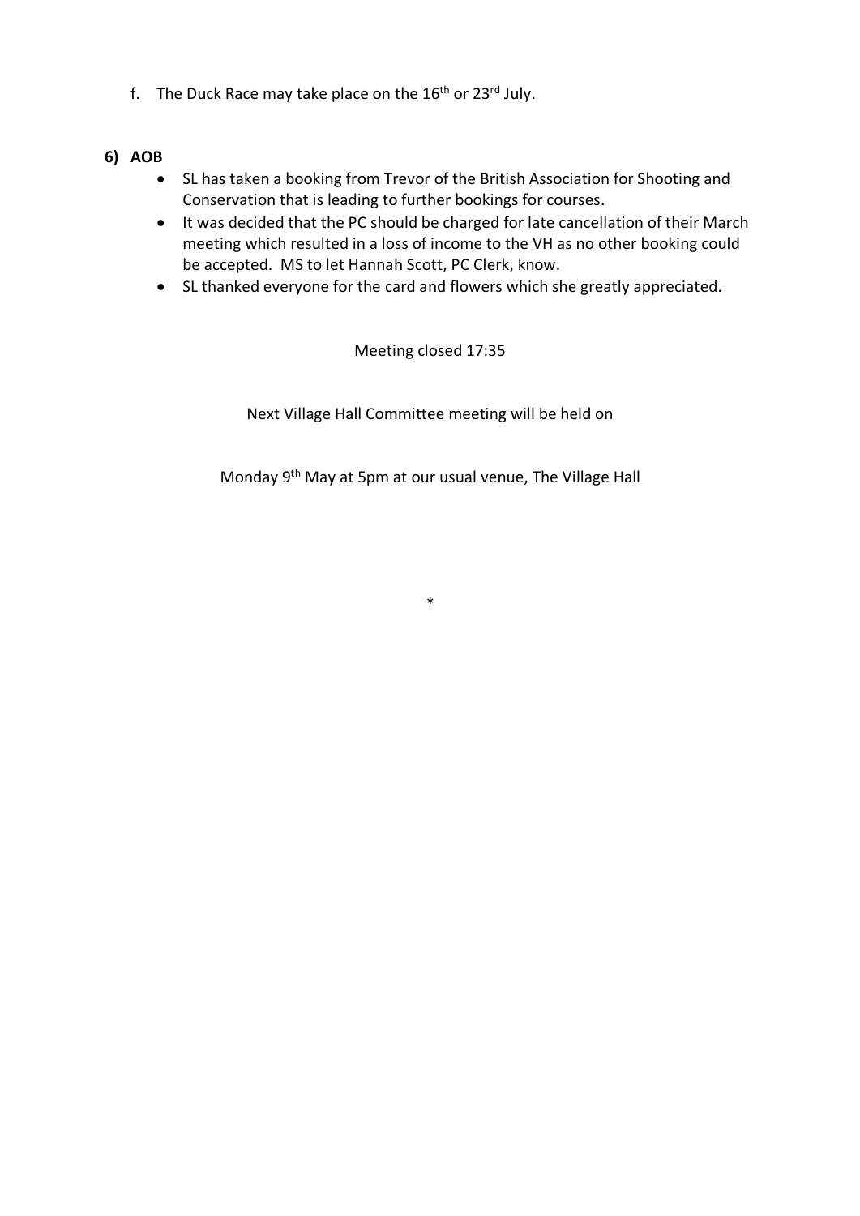f. The Duck Race may take place on the 16th or 23rd July.

## 6) AOB

- SL has taken a booking from Trevor of the British Association for Shooting and Conservation that is leading to further bookings for courses.
- It was decided that the PC should be charged for late cancellation of their March meeting which resulted in a loss of income to the VH as no other booking could be accepted. MS to let Hannah Scott, PC Clerk, know.
- SL thanked everyone for the card and flowers which she greatly appreciated.

Meeting closed 17:35

Next Village Hall Committee meeting will be held on

Monday 9th May at 5pm at our usual venue, The Village Hall

*